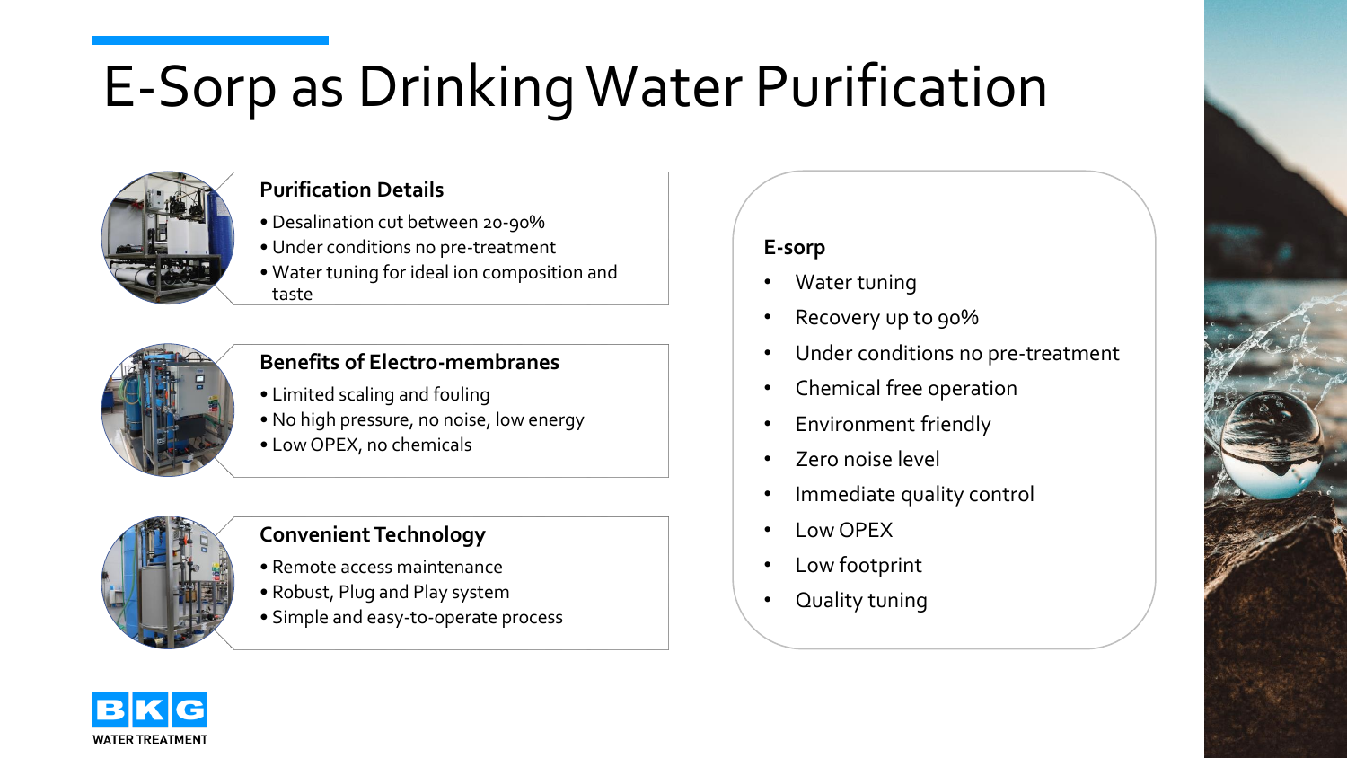# E-Sorp as Drinking Water Purification

### Purification Details

- Desalination cut between 20-90%
- Under conditions no pre-treatment
- Water tuning for ideal ion composition and taste

### Benefits of Electro-membranes

- Limited scaling and fouling
- No high pressure, no noise, low energy
- Low OPEX, no chemicals

### Convenient Technology

- Remote access maintenance
- Robust, Plug and Play system
- Simple and easy-to-operate process

### E-sorp

- Water tuning
- Recovery up to 90%
- Under conditions no pre-treatment
- Chemical free operation
- Environment friendly
- Zero noise level
- Immediate quality control
- Low OPEX
- Low footprint
- Quality tuning

BKG WATER TREATMENT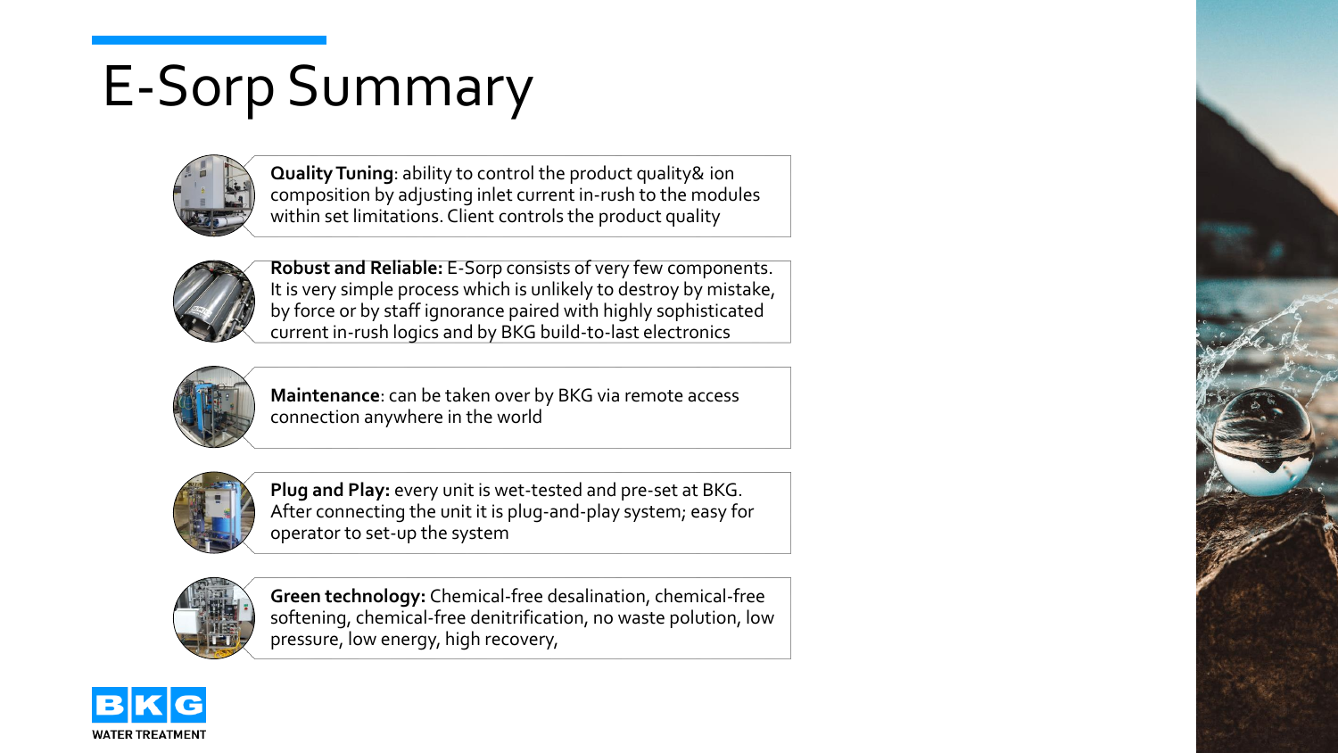# E-Sorp Summary

**Quality Tuning**: ability to control the product quality& ion composition by adjusting inlet current in-rush to the modules within set limitations. Client controls the product quality

**Robust and Reliable:** E-Sorp consists of very few components. It is very simple process which is unlikely to destroy by mistake, by force or by staff ignorance paired with highly sophisticated current in-rush logics and by BKG build-to-last electronics

**Maintenance**: can be taken over by BKG via remote access connection anywhere in the world

**Plug and Play:** every unit is wet-tested and pre-set at BKG. After connecting the unit it is plug-and-play system; easy for operator to set-up the system

**Green technology:** Chemical-free desalination, chemical-free softening, chemical-free denitrification, no waste polution, low pressure, low energy, high recovery,

BKG
WATER TREATMENT